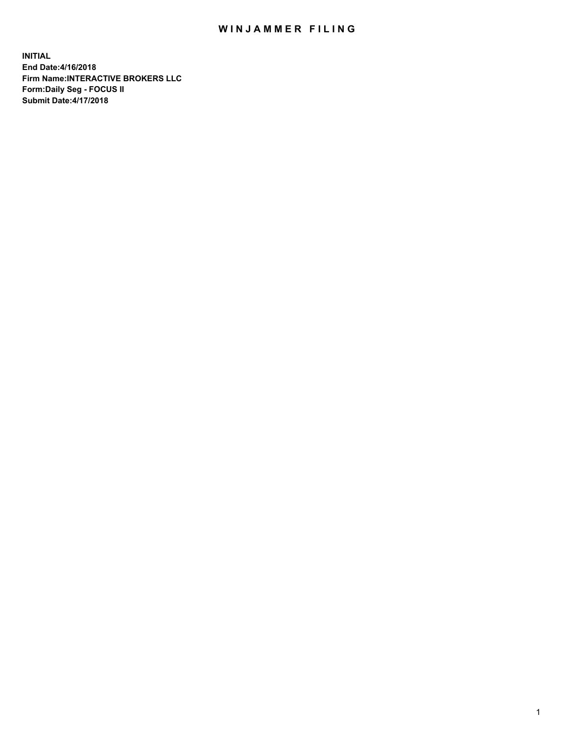# WINJAMMER FILING

**INITIAL**
**End Date:4/16/2018**
**Firm Name:INTERACTIVE BROKERS LLC**
**Form:Daily Seg - FOCUS II**
**Submit Date:4/17/2018**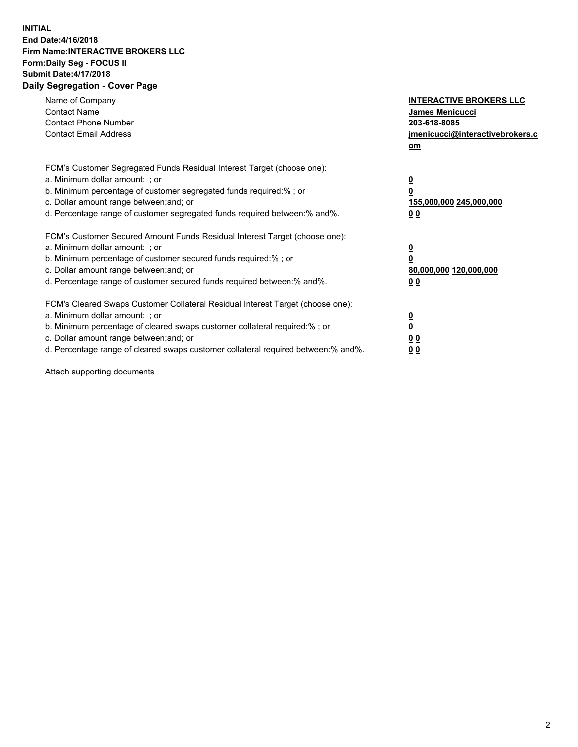**INITIAL**
**End Date:4/16/2018**
**Firm Name:INTERACTIVE BROKERS LLC**
**Form:Daily Seg - FOCUS II**
**Submit Date:4/17/2018**
**Daily Segregation - Cover Page**

| | |
|---|---|
| Name of Company | **INTERACTIVE BROKERS LLC** |
| Contact Name | **James Menicucci** |
| Contact Phone Number | **203-618-8085** |
| Contact Email Address | **jmenicucci@interactivebrokers.com** |

FCM's Customer Segregated Funds Residual Interest Target (choose one):

| | |
|---|---|
| a. Minimum dollar amount: ; or | **0** |
| b. Minimum percentage of customer segregated funds required:% ; or | **0** |
| c. Dollar amount range between:and; or | **155,000,000** **245,000,000** |
| d. Percentage range of customer segregated funds required between:% and%. | **0** **0** |

FCM's Customer Secured Amount Funds Residual Interest Target (choose one):

| | |
|---|---|
| a. Minimum dollar amount: ; or | **0** |
| b. Minimum percentage of customer secured funds required:% ; or | **0** |
| c. Dollar amount range between:and; or | **80,000,000** **120,000,000** |
| d. Percentage range of customer secured funds required between:% and%. | **0** **0** |

FCM's Cleared Swaps Customer Collateral Residual Interest Target (choose one):

| | |
|---|---|
| a. Minimum dollar amount: ; or | **0** |
| b. Minimum percentage of cleared swaps customer collateral required:% ; or | **0** |
| c. Dollar amount range between:and; or | **0** **0** |
| d. Percentage range of cleared swaps customer collateral required between:% and%. | **0** **0** |

Attach supporting documents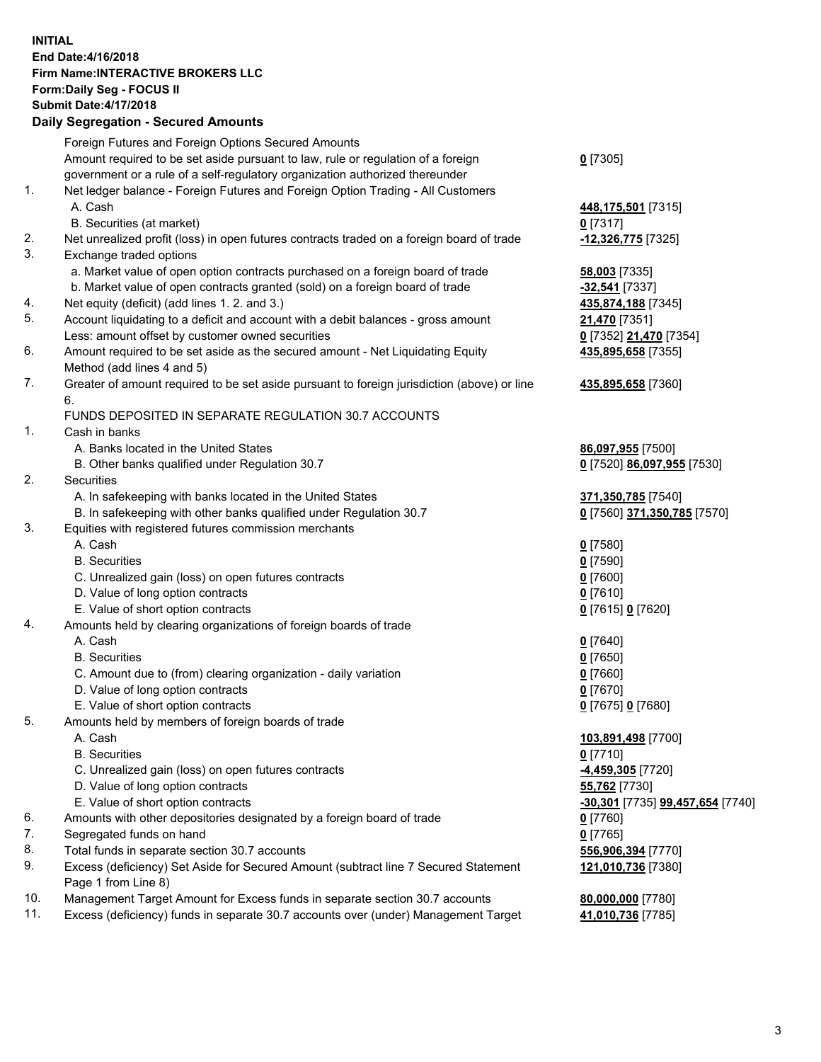**INITIAL**
**End Date:4/16/2018**
**Firm Name:INTERACTIVE BROKERS LLC**
**Form:Daily Seg - FOCUS II**
**Submit Date:4/17/2018**

## Daily Segregation - Secured Amounts

| | | |
|---|---|---|
| | Foreign Futures and Foreign Options Secured Amounts | |
| | Amount required to be set aside pursuant to law, rule or regulation of a foreign government or a rule of a self-regulatory organization authorized thereunder | **0** [7305] |
| 1. | Net ledger balance - Foreign Futures and Foreign Option Trading - All Customers | |
| | A. Cash | **448,175,501** [7315] |
| | B. Securities (at market) | **0** [7317] |
| 2. | Net unrealized profit (loss) in open futures contracts traded on a foreign board of trade | **-12,326,775** [7325] |
| 3. | Exchange traded options | |
| | a. Market value of open option contracts purchased on a foreign board of trade | **58,003** [7335] |
| | b. Market value of open contracts granted (sold) on a foreign board of trade | **-32,541** [7337] |
| 4. | Net equity (deficit) (add lines 1. 2. and 3.) | **435,874,188** [7345] |
| 5. | Account liquidating to a deficit and account with a debit balances - gross amount | **21,470** [7351] |
| | Less: amount offset by customer owned securities | **0** [7352] **21,470** [7354] |
| 6. | Amount required to be set aside as the secured amount - Net Liquidating Equity Method (add lines 4 and 5) | **435,895,658** [7355] |
| 7. | Greater of amount required to be set aside pursuant to foreign jurisdiction (above) or line 6. | **435,895,658** [7360] |
| | FUNDS DEPOSITED IN SEPARATE REGULATION 30.7 ACCOUNTS | |
| 1. | Cash in banks | |
| | A. Banks located in the United States | **86,097,955** [7500] |
| | B. Other banks qualified under Regulation 30.7 | **0** [7520] **86,097,955** [7530] |
| 2. | Securities | |
| | A. In safekeeping with banks located in the United States | **371,350,785** [7540] |
| | B. In safekeeping with other banks qualified under Regulation 30.7 | **0** [7560] **371,350,785** [7570] |
| 3. | Equities with registered futures commission merchants | |
| | A. Cash | **0** [7580] |
| | B. Securities | **0** [7590] |
| | C. Unrealized gain (loss) on open futures contracts | **0** [7600] |
| | D. Value of long option contracts | **0** [7610] |
| | E. Value of short option contracts | **0** [7615] **0** [7620] |
| 4. | Amounts held by clearing organizations of foreign boards of trade | |
| | A. Cash | **0** [7640] |
| | B. Securities | **0** [7650] |
| | C. Amount due to (from) clearing organization - daily variation | **0** [7660] |
| | D. Value of long option contracts | **0** [7670] |
| | E. Value of short option contracts | **0** [7675] **0** [7680] |
| 5. | Amounts held by members of foreign boards of trade | |
| | A. Cash | **103,891,498** [7700] |
| | B. Securities | **0** [7710] |
| | C. Unrealized gain (loss) on open futures contracts | **-4,459,305** [7720] |
| | D. Value of long option contracts | **55,762** [7730] |
| | E. Value of short option contracts | **-30,301** [7735] **99,457,654** [7740] |
| 6. | Amounts with other depositories designated by a foreign board of trade | **0** [7760] |
| 7. | Segregated funds on hand | **0** [7765] |
| 8. | Total funds in separate section 30.7 accounts | **556,906,394** [7770] |
| 9. | Excess (deficiency) Set Aside for Secured Amount (subtract line 7 Secured Statement Page 1 from Line 8) | **121,010,736** [7380] |
| 10. | Management Target Amount for Excess funds in separate section 30.7 accounts | **80,000,000** [7780] |
| 11. | Excess (deficiency) funds in separate 30.7 accounts over (under) Management Target | **41,010,736** [7785] |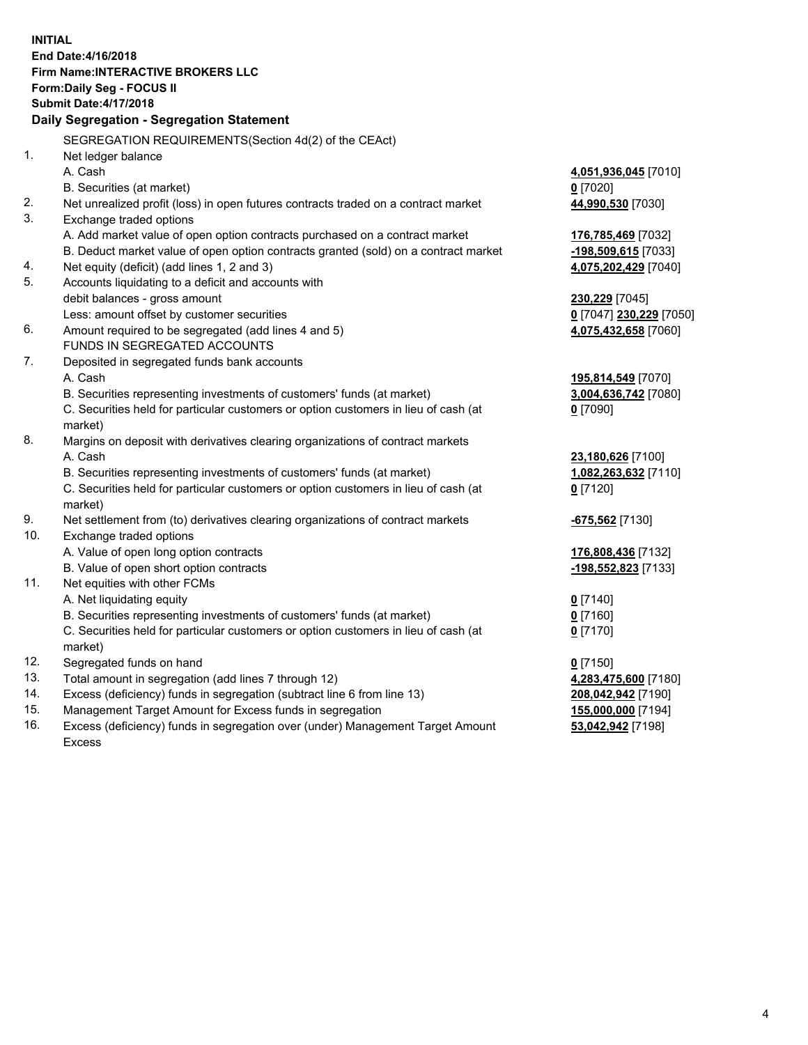**INITIAL**
**End Date:4/16/2018**
**Firm Name:INTERACTIVE BROKERS LLC**
**Form:Daily Seg - FOCUS II**
**Submit Date:4/17/2018**
**Daily Segregation - Segregation Statement**

| | | |
|---|---|---|
| | SEGREGATION REQUIREMENTS(Section 4d(2) of the CEAct) | |
| 1. | Net ledger balance | |
| | A. Cash | **4,051,936,045** [7010] |
| | B. Securities (at market) | **0** [7020] |
| 2. | Net unrealized profit (loss) in open futures contracts traded on a contract market | **44,990,530** [7030] |
| 3. | Exchange traded options | |
| | A. Add market value of open option contracts purchased on a contract market | **176,785,469** [7032] |
| | B. Deduct market value of open option contracts granted (sold) on a contract market | **-198,509,615** [7033] |
| 4. | Net equity (deficit) (add lines 1, 2 and 3) | **4,075,202,429** [7040] |
| 5. | Accounts liquidating to a deficit and accounts with | |
| | debit balances - gross amount | **230,229** [7045] |
| | Less: amount offset by customer securities | **0** [7047] **230,229** [7050] |
| 6. | Amount required to be segregated (add lines 4 and 5) | **4,075,432,658** [7060] |
| | FUNDS IN SEGREGATED ACCOUNTS | |
| 7. | Deposited in segregated funds bank accounts | |
| | A. Cash | **195,814,549** [7070] |
| | B. Securities representing investments of customers' funds (at market) | **3,004,636,742** [7080] |
| | C. Securities held for particular customers or option customers in lieu of cash (at market) | **0** [7090] |
| 8. | Margins on deposit with derivatives clearing organizations of contract markets | |
| | A. Cash | **23,180,626** [7100] |
| | B. Securities representing investments of customers' funds (at market) | **1,082,263,632** [7110] |
| | C. Securities held for particular customers or option customers in lieu of cash (at market) | **0** [7120] |
| 9. | Net settlement from (to) derivatives clearing organizations of contract markets | **-675,562** [7130] |
| 10. | Exchange traded options | |
| | A. Value of open long option contracts | **176,808,436** [7132] |
| | B. Value of open short option contracts | **-198,552,823** [7133] |
| 11. | Net equities with other FCMs | |
| | A. Net liquidating equity | **0** [7140] |
| | B. Securities representing investments of customers' funds (at market) | **0** [7160] |
| | C. Securities held for particular customers or option customers in lieu of cash (at market) | **0** [7170] |
| 12. | Segregated funds on hand | **0** [7150] |
| 13. | Total amount in segregation (add lines 7 through 12) | **4,283,475,600** [7180] |
| 14. | Excess (deficiency) funds in segregation (subtract line 6 from line 13) | **208,042,942** [7190] |
| 15. | Management Target Amount for Excess funds in segregation | **155,000,000** [7194] |
| 16. | Excess (deficiency) funds in segregation over (under) Management Target Amount Excess | **53,042,942** [7198] |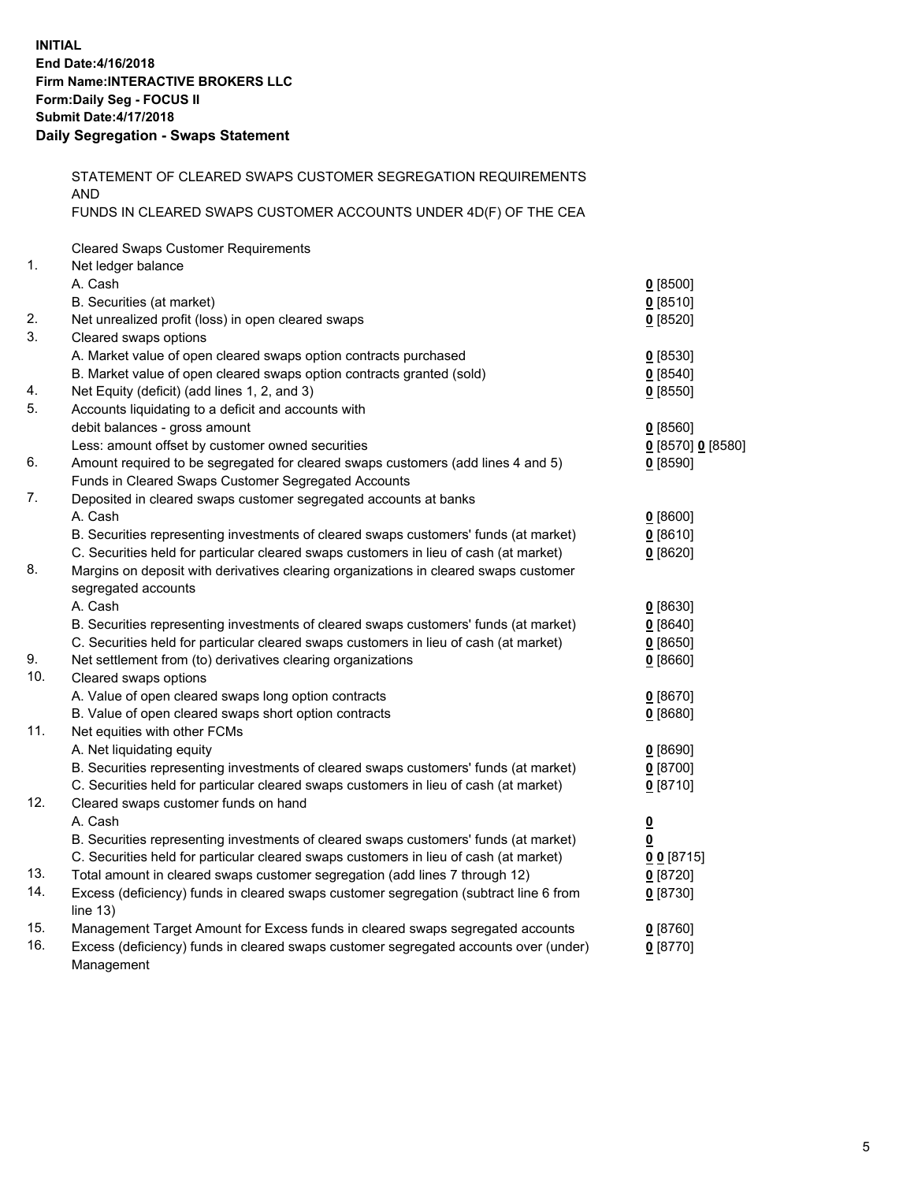**INITIAL**
**End Date:4/16/2018**
**Firm Name:INTERACTIVE BROKERS LLC**
**Form:Daily Seg - FOCUS II**
**Submit Date:4/17/2018**
**Daily Segregation - Swaps Statement**

STATEMENT OF CLEARED SWAPS CUSTOMER SEGREGATION REQUIREMENTS AND FUNDS IN CLEARED SWAPS CUSTOMER ACCOUNTS UNDER 4D(F) OF THE CEA

| | | |
|---|---|---|
| | Cleared Swaps Customer Requirements | |
| 1. | Net ledger balance | |
| | A. Cash | 0 [8500] |
| | B. Securities (at market) | 0 [8510] |
| 2. | Net unrealized profit (loss) in open cleared swaps | 0 [8520] |
| 3. | Cleared swaps options | |
| | A. Market value of open cleared swaps option contracts purchased | 0 [8530] |
| | B. Market value of open cleared swaps option contracts granted (sold) | 0 [8540] |
| 4. | Net Equity (deficit) (add lines 1, 2, and 3) | 0 [8550] |
| 5. | Accounts liquidating to a deficit and accounts with | |
| | debit balances - gross amount | 0 [8560] |
| | Less: amount offset by customer owned securities | 0 [8570] 0 [8580] |
| 6. | Amount required to be segregated for cleared swaps customers (add lines 4 and 5) | 0 [8590] |
| | Funds in Cleared Swaps Customer Segregated Accounts | |
| 7. | Deposited in cleared swaps customer segregated accounts at banks | |
| | A. Cash | 0 [8600] |
| | B. Securities representing investments of cleared swaps customers' funds (at market) | 0 [8610] |
| | C. Securities held for particular cleared swaps customers in lieu of cash (at market) | 0 [8620] |
| 8. | Margins on deposit with derivatives clearing organizations in cleared swaps customer segregated accounts | |
| | A. Cash | 0 [8630] |
| | B. Securities representing investments of cleared swaps customers' funds (at market) | 0 [8640] |
| | C. Securities held for particular cleared swaps customers in lieu of cash (at market) | 0 [8650] |
| 9. | Net settlement from (to) derivatives clearing organizations | 0 [8660] |
| 10. | Cleared swaps options | |
| | A. Value of open cleared swaps long option contracts | 0 [8670] |
| | B. Value of open cleared swaps short option contracts | 0 [8680] |
| 11. | Net equities with other FCMs | |
| | A. Net liquidating equity | 0 [8690] |
| | B. Securities representing investments of cleared swaps customers' funds (at market) | 0 [8700] |
| | C. Securities held for particular cleared swaps customers in lieu of cash (at market) | 0 [8710] |
| 12. | Cleared swaps customer funds on hand | |
| | A. Cash | 0 |
| | B. Securities representing investments of cleared swaps customers' funds (at market) | 0 |
| | C. Securities held for particular cleared swaps customers in lieu of cash (at market) | 0 0 [8715] |
| 13. | Total amount in cleared swaps customer segregation (add lines 7 through 12) | 0 [8720] |
| 14. | Excess (deficiency) funds in cleared swaps customer segregation (subtract line 6 from line 13) | 0 [8730] |
| 15. | Management Target Amount for Excess funds in cleared swaps segregated accounts | 0 [8760] |
| 16. | Excess (deficiency) funds in cleared swaps customer segregated accounts over (under) Management | 0 [8770] |